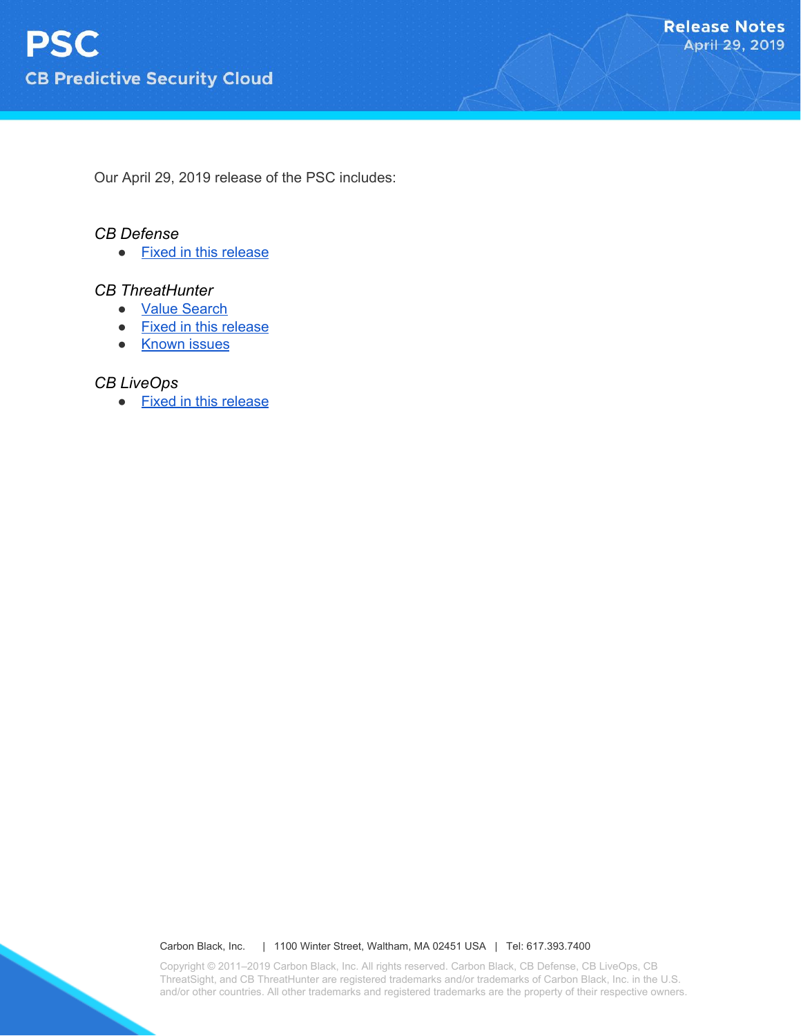# PSC

## CB Predictive Security Cloud

**Release Notes**
April 29, 2019

Our April 29, 2019 release of the PSC includes:

*CB Defense*

- Fixed in this release

*CB ThreatHunter*

- Value Search
- Fixed in this release
- Known issues

*CB LiveOps*

- Fixed in this release

Carbon Black, Inc. | 1100 Winter Street, Waltham, MA 02451 USA | Tel: 617.393.7400

Copyright © 2011–2019 Carbon Black, Inc. All rights reserved. Carbon Black, CB Defense, CB LiveOps, CB ThreatSight, and CB ThreatHunter are registered trademarks and/or trademarks of Carbon Black, Inc. in the U.S. and/or other countries. All other trademarks and registered trademarks are the property of their respective owners.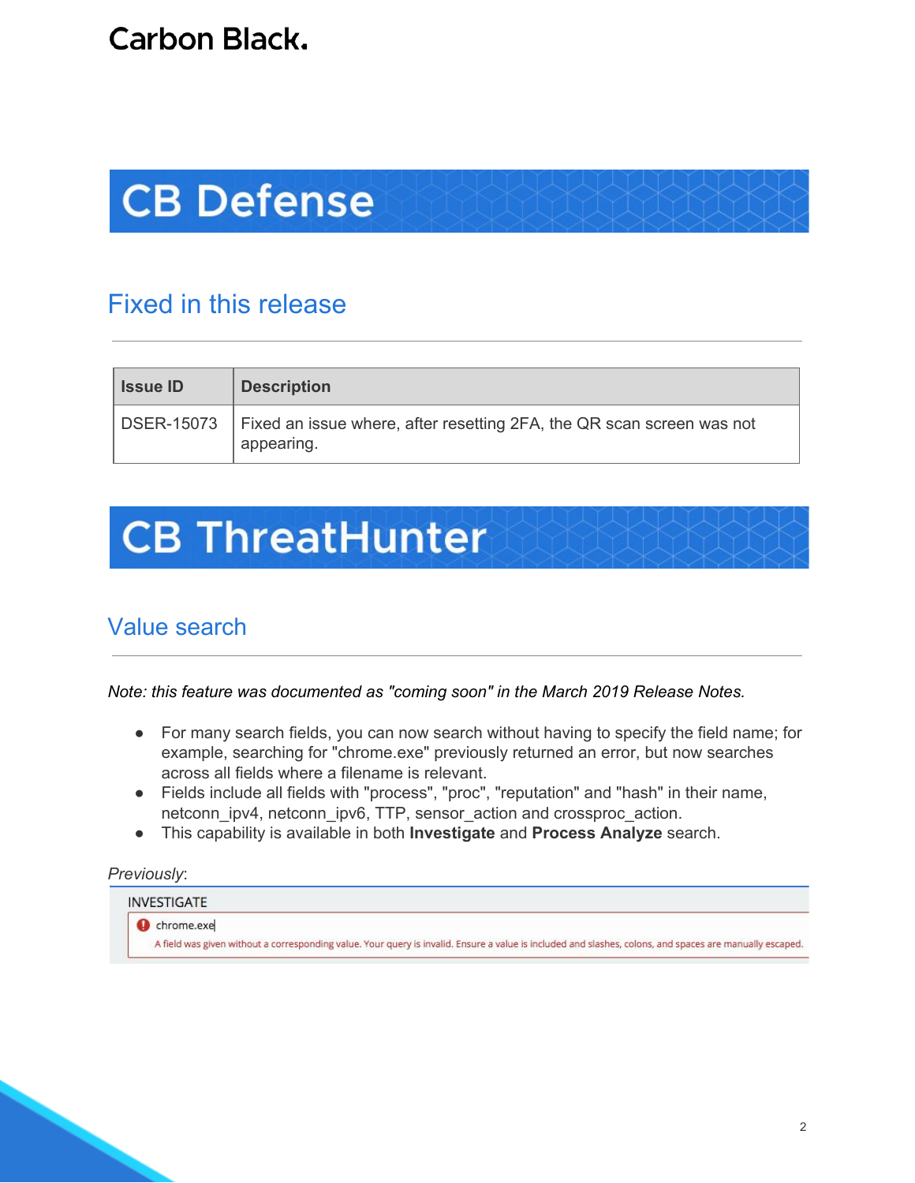# CB Defense

## Fixed in this release

| Issue ID | Description |
| --- | --- |
| DSER-15073 | Fixed an issue where, after resetting 2FA, the QR scan screen was not appearing. |

# CB ThreatHunter

## Value search

*Note: this feature was documented as "coming soon" in the March 2019 Release Notes.*

- For many search fields, you can now search without having to specify the field name; for example, searching for "chrome.exe" previously returned an error, but now searches across all fields where a filename is relevant.
- Fields include all fields with "process", "proc", "reputation" and "hash" in their name, netconn_ipv4, netconn_ipv6, TTP, sensor_action and crossproc_action.
- This capability is available in both **Investigate** and **Process Analyze** search.

*Previously*:

INVESTIGATE

chrome.exe

A field was given without a corresponding value. Your query is invalid. Ensure a value is included and slashes, colons, and spaces are manually escaped.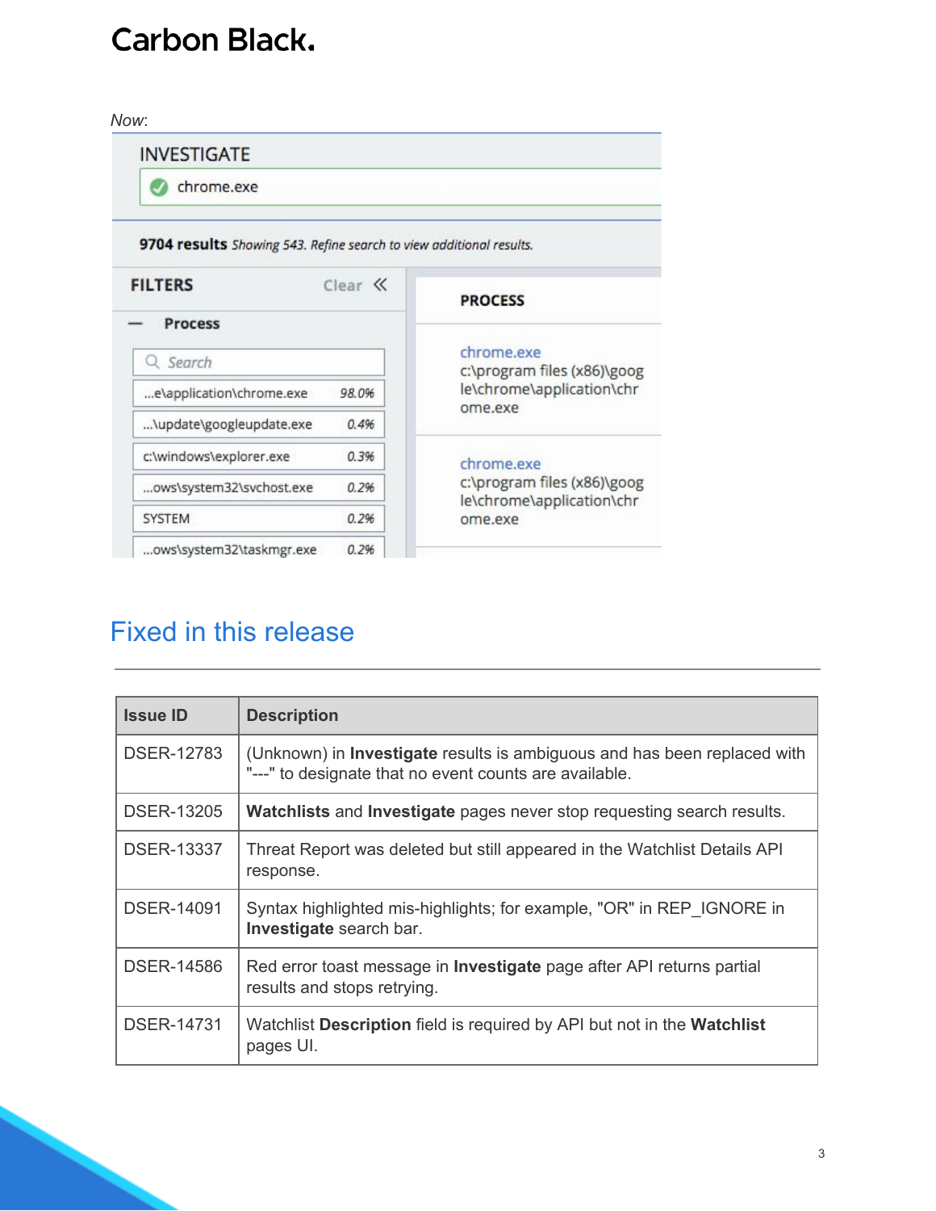*Now*:

INVESTIGATE

chrome.exe

**9704 results** *Showing 543. Refine search to view additional results.*

| FILTERS | Clear |
| --- | --- |
| **Process** | |
| Search | |
| ...e\application\chrome.exe | 98.0% |
| ...\update\googleupdate.exe | 0.4% |
| c:\windows\explorer.exe | 0.3% |
| ...ows\system32\svchost.exe | 0.2% |
| SYSTEM | 0.2% |
| ...ows\system32\taskmgr.exe | 0.2% |

| PROCESS |
| --- |
| chrome.exe c:\program files (x86)\google\chrome\application\chrome.exe |
| chrome.exe c:\program files (x86)\google\chrome\application\chrome.exe |

## Fixed in this release

| Issue ID | Description |
| --- | --- |
| DSER-12783 | (Unknown) in **Investigate** results is ambiguous and has been replaced with "---" to designate that no event counts are available. |
| DSER-13205 | **Watchlists** and **Investigate** pages never stop requesting search results. |
| DSER-13337 | Threat Report was deleted but still appeared in the Watchlist Details API response. |
| DSER-14091 | Syntax highlighted mis-highlights; for example, "OR" in REP_IGNORE in **Investigate** search bar. |
| DSER-14586 | Red error toast message in **Investigate** page after API returns partial results and stops retrying. |
| DSER-14731 | Watchlist **Description** field is required by API but not in the **Watchlist** pages UI. |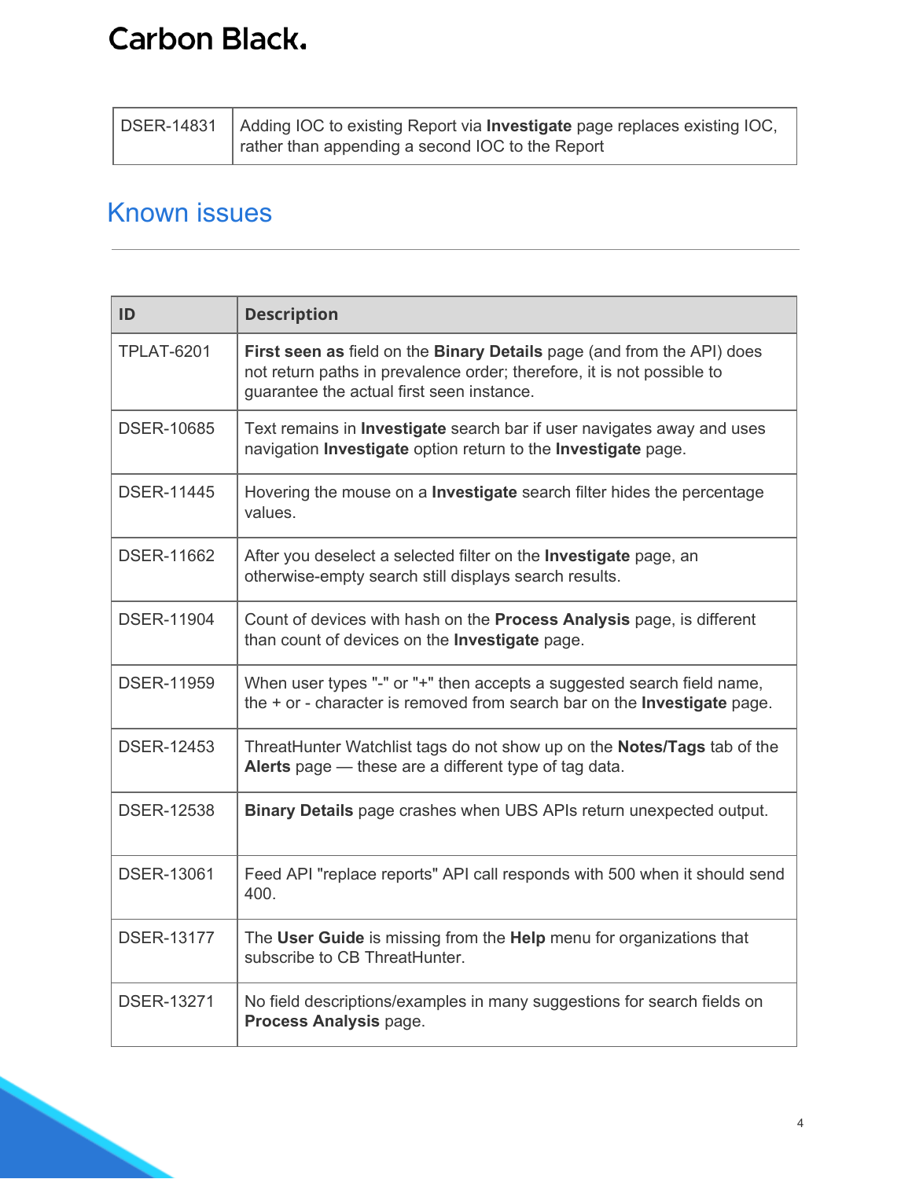| | |
|---|---|
| DSER-14831 | Adding IOC to existing Report via **Investigate** page replaces existing IOC, rather than appending a second IOC to the Report |

## Known issues

| ID | Description |
|---|---|
| TPLAT-6201 | **First seen as** field on the **Binary Details** page (and from the API) does not return paths in prevalence order; therefore, it is not possible to guarantee the actual first seen instance. |
| DSER-10685 | Text remains in **Investigate** search bar if user navigates away and uses navigation **Investigate** option return to the **Investigate** page. |
| DSER-11445 | Hovering the mouse on a **Investigate** search filter hides the percentage values. |
| DSER-11662 | After you deselect a selected filter on the **Investigate** page, an otherwise-empty search still displays search results. |
| DSER-11904 | Count of devices with hash on the **Process Analysis** page, is different than count of devices on the **Investigate** page. |
| DSER-11959 | When user types "-" or "+" then accepts a suggested search field name, the + or - character is removed from search bar on the **Investigate** page. |
| DSER-12453 | ThreatHunter Watchlist tags do not show up on the **Notes/Tags** tab of the **Alerts** page — these are a different type of tag data. |
| DSER-12538 | **Binary Details** page crashes when UBS APIs return unexpected output. |
| DSER-13061 | Feed API "replace reports" API call responds with 500 when it should send 400. |
| DSER-13177 | The **User Guide** is missing from the **Help** menu for organizations that subscribe to CB ThreatHunter. |
| DSER-13271 | No field descriptions/examples in many suggestions for search fields on **Process Analysis** page. |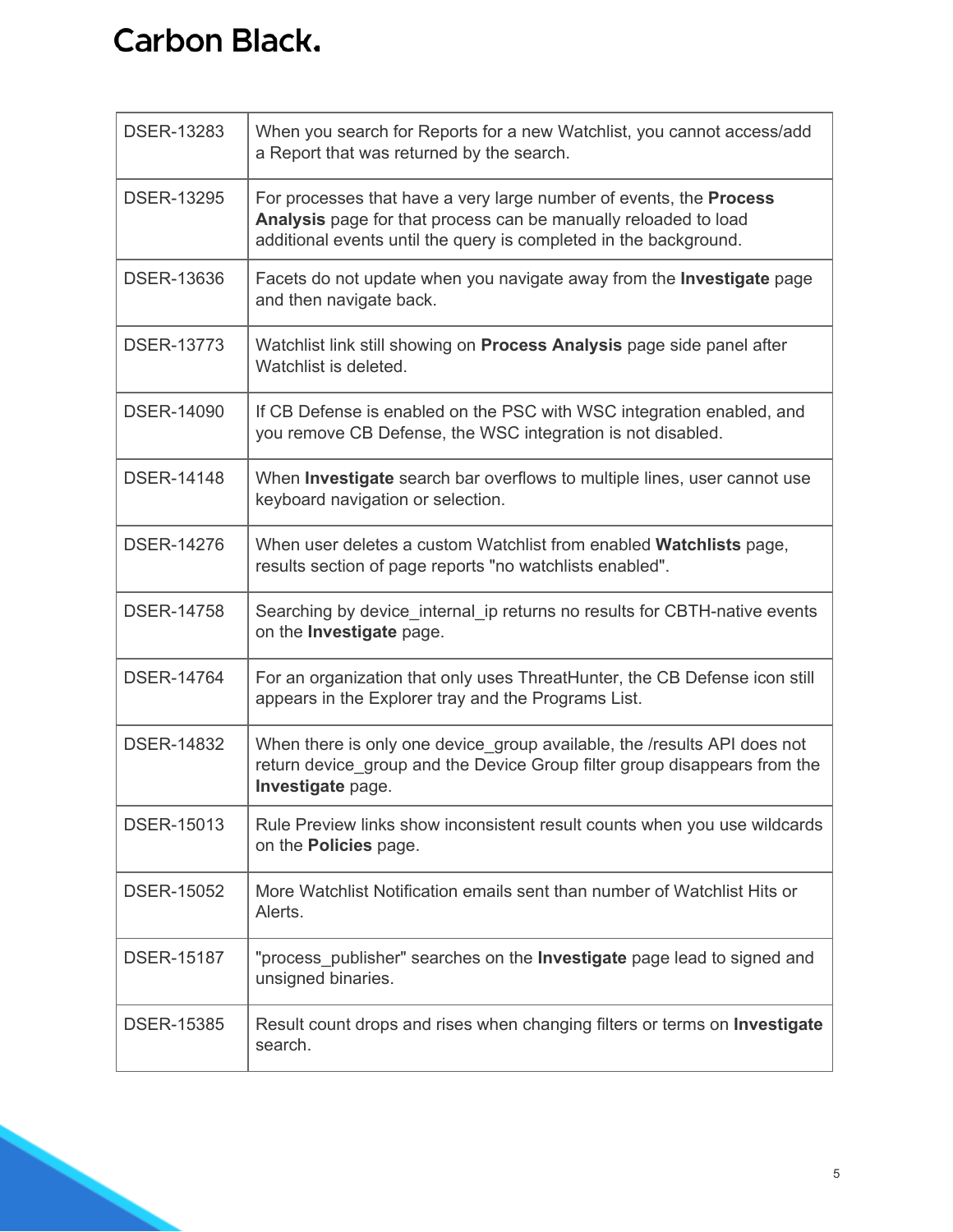| | |
|---|---|
| DSER-13283 | When you search for Reports for a new Watchlist, you cannot access/add a Report that was returned by the search. |
| DSER-13295 | For processes that have a very large number of events, the **Process Analysis** page for that process can be manually reloaded to load additional events until the query is completed in the background. |
| DSER-13636 | Facets do not update when you navigate away from the **Investigate** page and then navigate back. |
| DSER-13773 | Watchlist link still showing on **Process Analysis** page side panel after Watchlist is deleted. |
| DSER-14090 | If CB Defense is enabled on the PSC with WSC integration enabled, and you remove CB Defense, the WSC integration is not disabled. |
| DSER-14148 | When **Investigate** search bar overflows to multiple lines, user cannot use keyboard navigation or selection. |
| DSER-14276 | When user deletes a custom Watchlist from enabled **Watchlists** page, results section of page reports "no watchlists enabled". |
| DSER-14758 | Searching by device_internal_ip returns no results for CBTH-native events on the **Investigate** page. |
| DSER-14764 | For an organization that only uses ThreatHunter, the CB Defense icon still appears in the Explorer tray and the Programs List. |
| DSER-14832 | When there is only one device_group available, the /results API does not return device_group and the Device Group filter group disappears from the **Investigate** page. |
| DSER-15013 | Rule Preview links show inconsistent result counts when you use wildcards on the **Policies** page. |
| DSER-15052 | More Watchlist Notification emails sent than number of Watchlist Hits or Alerts. |
| DSER-15187 | "process_publisher" searches on the **Investigate** page lead to signed and unsigned binaries. |
| DSER-15385 | Result count drops and rises when changing filters or terms on **Investigate** search. |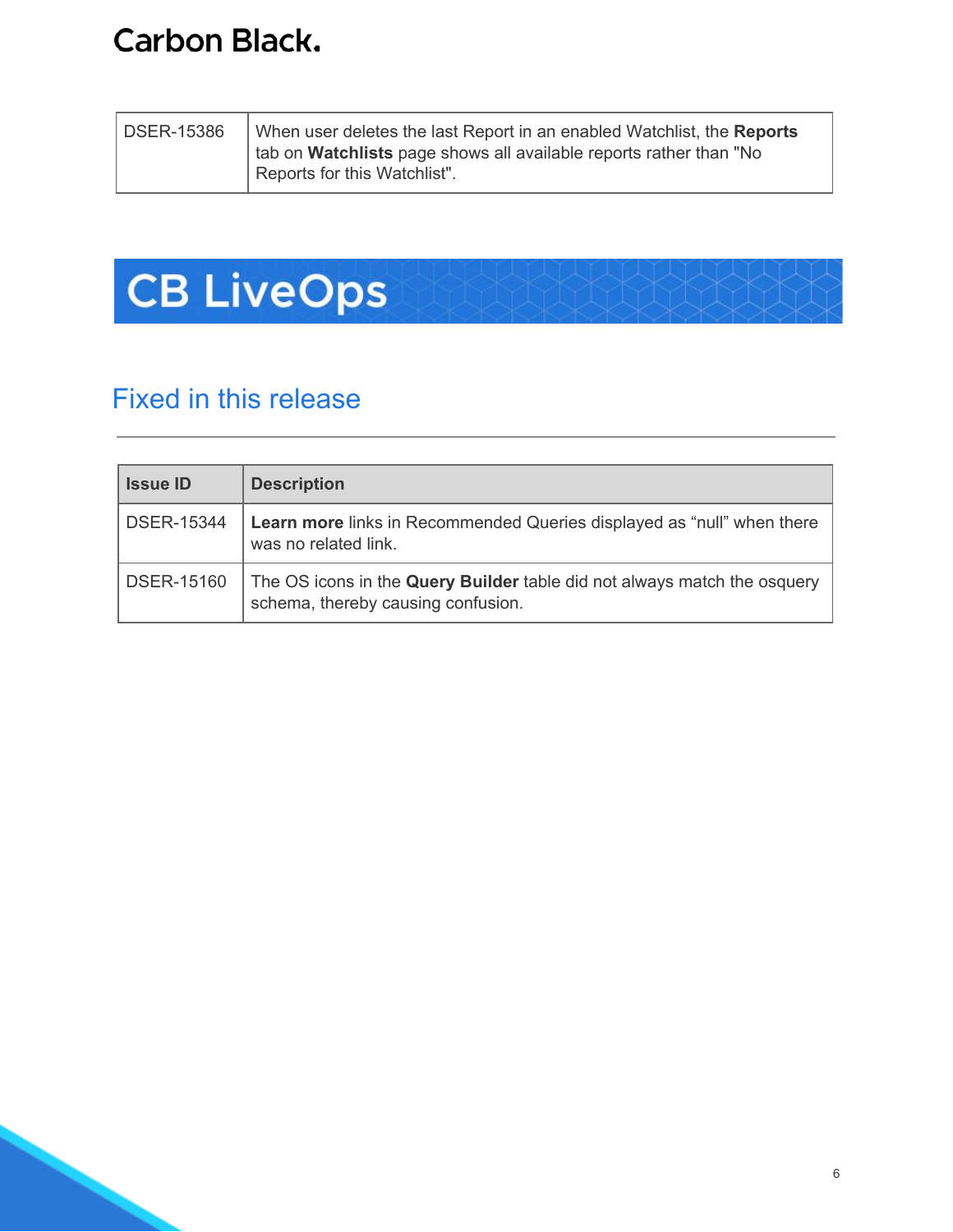| | |
|---|---|
| DSER-15386 | When user deletes the last Report in an enabled Watchlist, the **Reports** tab on **Watchlists** page shows all available reports rather than "No Reports for this Watchlist". |

# CB LiveOps

## Fixed in this release

| Issue ID | Description |
|---|---|
| DSER-15344 | **Learn more** links in Recommended Queries displayed as “null” when there was no related link. |
| DSER-15160 | The OS icons in the **Query Builder** table did not always match the osquery schema, thereby causing confusion. |